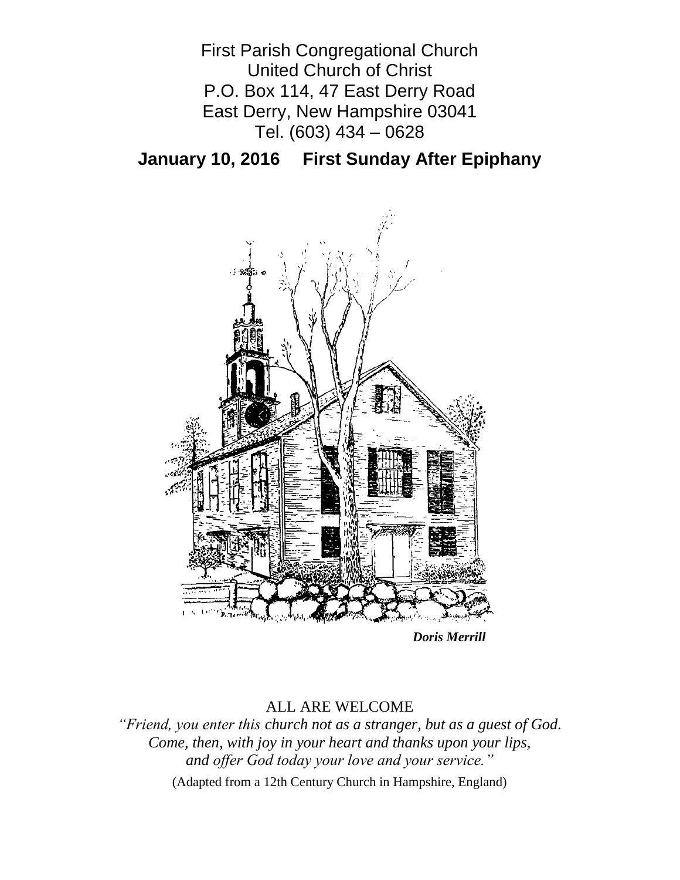First Parish Congregational Church
United Church of Christ
P.O. Box 114, 47 East Derry Road
East Derry, New Hampshire 03041
Tel. (603) 434 – 0628

## January 10, 2016 First Sunday After Epiphany

***Doris Merrill***

ALL ARE WELCOME

*"Friend, you enter this church not as a stranger, but as a guest of God.*
*Come, then, with joy in your heart and thanks upon your lips,*
*and offer God today your love and your service."*

(Adapted from a 12th Century Church in Hampshire, England)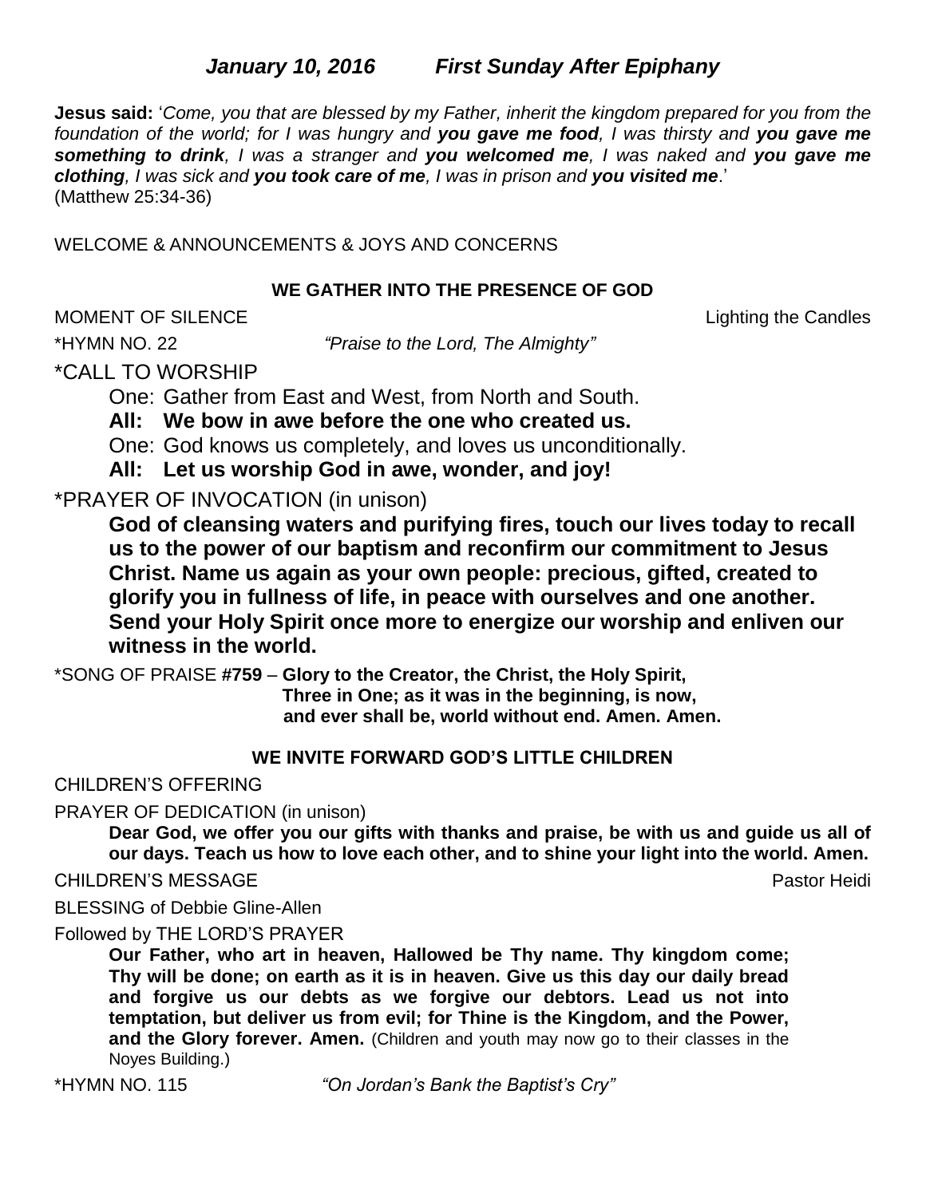## *January 10, 2016 First Sunday After Epiphany*

**Jesus said:** '*Come, you that are blessed by my Father, inherit the kingdom prepared for you from the foundation of the world; for I was hungry and **you gave me food**, I was thirsty and **you gave me something to drink**, I was a stranger and **you welcomed me**, I was naked and **you gave me clothing**, I was sick and **you took care of me**, I was in prison and **you visited me**.*'
(Matthew 25:34-36)

WELCOME & ANNOUNCEMENTS & JOYS AND CONCERNS

### WE GATHER INTO THE PRESENCE OF GOD

MOMENT OF SILENCE — Lighting the Candles

*HYMN NO. 22 *"Praise to the Lord, The Almighty"*

*CALL TO WORSHIP

One: Gather from East and West, from North and South.

**All: We bow in awe before the one who created us.**

One: God knows us completely, and loves us unconditionally.

**All: Let us worship God in awe, wonder, and joy!**

*PRAYER OF INVOCATION (in unison)

**God of cleansing waters and purifying fires, touch our lives today to recall us to the power of our baptism and reconfirm our commitment to Jesus Christ. Name us again as your own people: precious, gifted, created to glorify you in fullness of life, in peace with ourselves and one another. Send your Holy Spirit once more to energize our worship and enliven our witness in the world.**

*SONG OF PRAISE **#759** – **Glory to the Creator, the Christ, the Holy Spirit, Three in One; as it was in the beginning, is now, and ever shall be, world without end. Amen. Amen.**

### WE INVITE FORWARD GOD'S LITTLE CHILDREN

CHILDREN'S OFFERING

PRAYER OF DEDICATION (in unison)

**Dear God, we offer you our gifts with thanks and praise, be with us and guide us all of our days. Teach us how to love each other, and to shine your light into the world. Amen.**

CHILDREN'S MESSAGE — Pastor Heidi

BLESSING of Debbie Gline-Allen

Followed by THE LORD'S PRAYER

**Our Father, who art in heaven, Hallowed be Thy name. Thy kingdom come; Thy will be done; on earth as it is in heaven. Give us this day our daily bread and forgive us our debts as we forgive our debtors. Lead us not into temptation, but deliver us from evil; for Thine is the Kingdom, and the Power, and the Glory forever. Amen.** (Children and youth may now go to their classes in the Noyes Building.)

*HYMN NO. 115 *"On Jordan's Bank the Baptist's Cry"*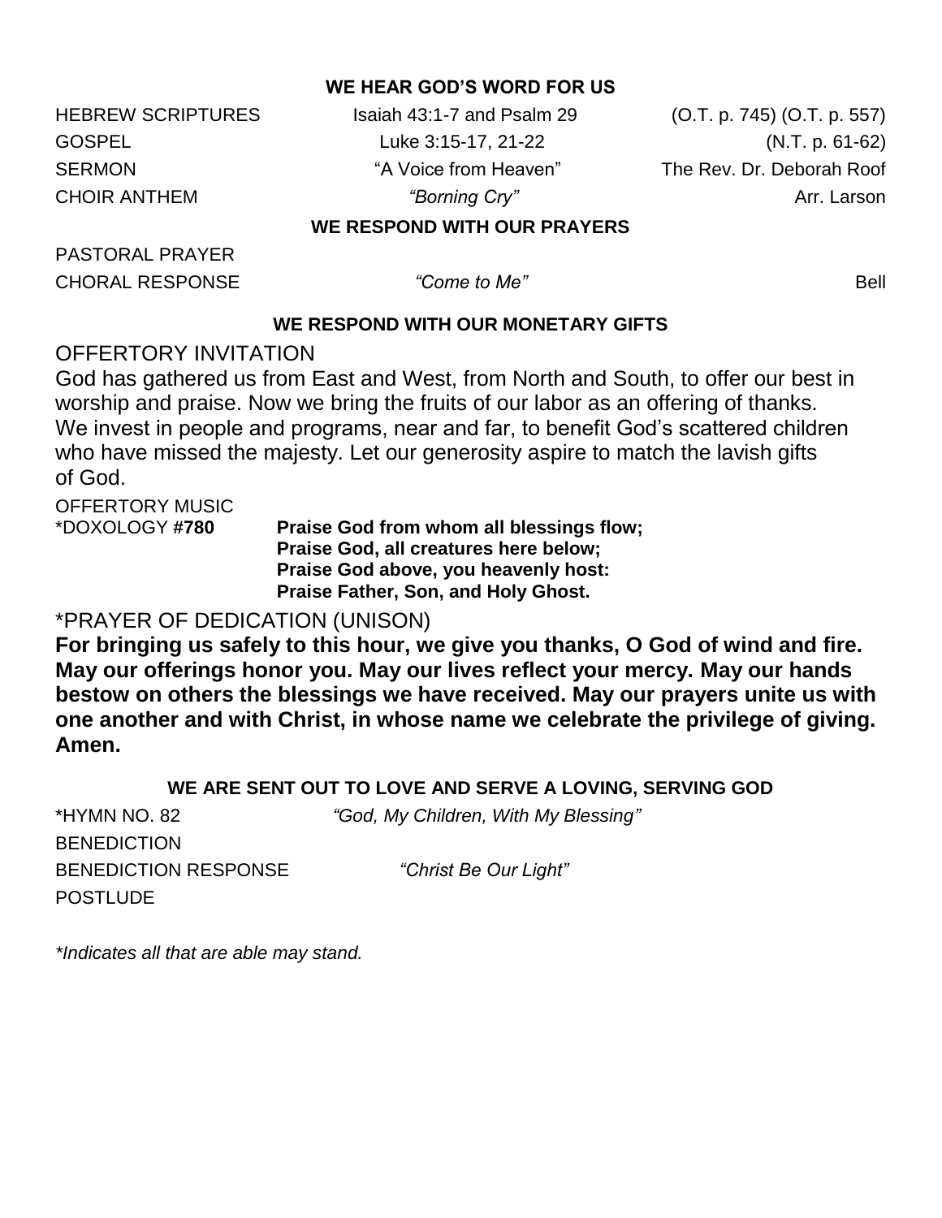### WE HEAR GOD'S WORD FOR US

HEBREW SCRIPTURES Isaiah 43:1-7 and Psalm 29 (O.T. p. 745) (O.T. p. 557)

GOSPEL Luke 3:15-17, 21-22 (N.T. p. 61-62)

SERMON "A Voice from Heaven" The Rev. Dr. Deborah Roof

CHOIR ANTHEM *"Borning Cry"* Arr. Larson

### WE RESPOND WITH OUR PRAYERS

PASTORAL PRAYER

CHORAL RESPONSE *"Come to Me"* Bell

### WE RESPOND WITH OUR MONETARY GIFTS

OFFERTORY INVITATION

God has gathered us from East and West, from North and South, to offer our best in worship and praise. Now we bring the fruits of our labor as an offering of thanks. We invest in people and programs, near and far, to benefit God's scattered children who have missed the majesty. Let our generosity aspire to match the lavish gifts of God.

OFFERTORY MUSIC

*DOXOLOGY **#780**
**Praise God from whom all blessings flow;**
**Praise God, all creatures here below;**
**Praise God above, you heavenly host:**
**Praise Father, Son, and Holy Ghost.**

*PRAYER OF DEDICATION (UNISON)

**For bringing us safely to this hour, we give you thanks, O God of wind and fire. May our offerings honor you. May our lives reflect your mercy. May our hands bestow on others the blessings we have received. May our prayers unite us with one another and with Christ, in whose name we celebrate the privilege of giving. Amen.**

### WE ARE SENT OUT TO LOVE AND SERVE A LOVING, SERVING GOD

*HYMN NO. 82 *"God, My Children, With My Blessing"*

BENEDICTION

BENEDICTION RESPONSE *"Christ Be Our Light"*

POSTLUDE

*\*Indicates all that are able may stand.*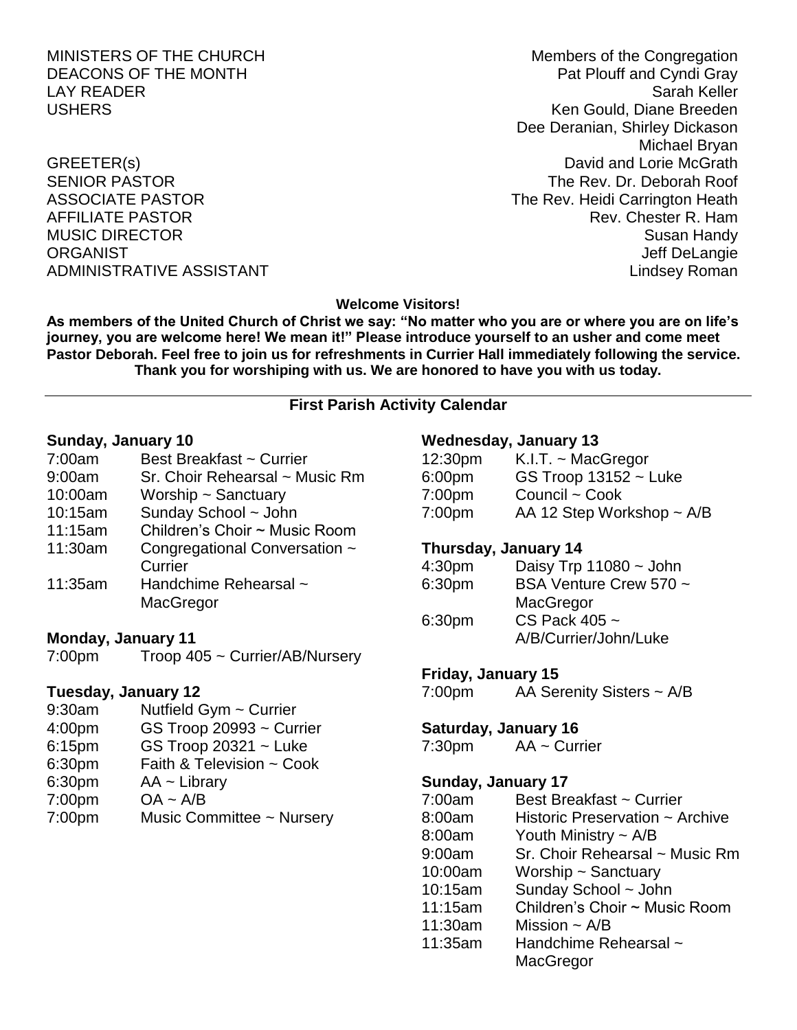| | |
|---|---|
| MINISTERS OF THE CHURCH | Members of the Congregation |
| DEACONS OF THE MONTH | Pat Plouff and Cyndi Gray |
| LAY READER | Sarah Keller |
| USHERS | Ken Gould, Diane Breeden<br>Dee Deranian, Shirley Dickason<br>Michael Bryan |
| GREETER(s) | David and Lorie McGrath |
| SENIOR PASTOR | The Rev. Dr. Deborah Roof |
| ASSOCIATE PASTOR | The Rev. Heidi Carrington Heath |
| AFFILIATE PASTOR | Rev. Chester R. Ham |
| MUSIC DIRECTOR | Susan Handy |
| ORGANIST | Jeff DeLangie |
| ADMINISTRATIVE ASSISTANT | Lindsey Roman |

**Welcome Visitors!**

**As members of the United Church of Christ we say: "No matter who you are or where you are on life's journey, you are welcome here! We mean it!" Please introduce yourself to an usher and come meet Pastor Deborah. Feel free to join us for refreshments in Currier Hall immediately following the service. Thank you for worshiping with us. We are honored to have you with us today.**

---

## First Parish Activity Calendar

**Sunday, January 10**

| | |
|---|---|
| 7:00am | Best Breakfast ~ Currier |
| 9:00am | Sr. Choir Rehearsal ~ Music Rm |
| 10:00am | Worship ~ Sanctuary |
| 10:15am | Sunday School ~ John |
| 11:15am | Children's Choir ~ Music Room |
| 11:30am | Congregational Conversation ~ Currier |
| 11:35am | Handchime Rehearsal ~ MacGregor |

**Monday, January 11**

| | |
|---|---|
| 7:00pm | Troop 405 ~ Currier/AB/Nursery |

**Tuesday, January 12**

| | |
|---|---|
| 9:30am | Nutfield Gym ~ Currier |
| 4:00pm | GS Troop 20993 ~ Currier |
| 6:15pm | GS Troop 20321 ~ Luke |
| 6:30pm | Faith & Television ~ Cook |
| 6:30pm | AA ~ Library |
| 7:00pm | OA ~ A/B |
| 7:00pm | Music Committee ~ Nursery |

**Wednesday, January 13**

| | |
|---|---|
| 12:30pm | K.I.T. ~ MacGregor |
| 6:00pm | GS Troop 13152 ~ Luke |
| 7:00pm | Council ~ Cook |
| 7:00pm | AA 12 Step Workshop ~ A/B |

**Thursday, January 14**

| | |
|---|---|
| 4:30pm | Daisy Trp 11080 ~ John |
| 6:30pm | BSA Venture Crew 570 ~ MacGregor |
| 6:30pm | CS Pack 405 ~ A/B/Currier/John/Luke |

**Friday, January 15**

| | |
|---|---|
| 7:00pm | AA Serenity Sisters ~ A/B |

**Saturday, January 16**

| | |
|---|---|
| 7:30pm | AA ~ Currier |

**Sunday, January 17**

| | |
|---|---|
| 7:00am | Best Breakfast ~ Currier |
| 8:00am | Historic Preservation ~ Archive |
| 8:00am | Youth Ministry ~ A/B |
| 9:00am | Sr. Choir Rehearsal ~ Music Rm |
| 10:00am | Worship ~ Sanctuary |
| 10:15am | Sunday School ~ John |
| 11:15am | Children's Choir ~ Music Room |
| 11:30am | Mission ~ A/B |
| 11:35am | Handchime Rehearsal ~ MacGregor |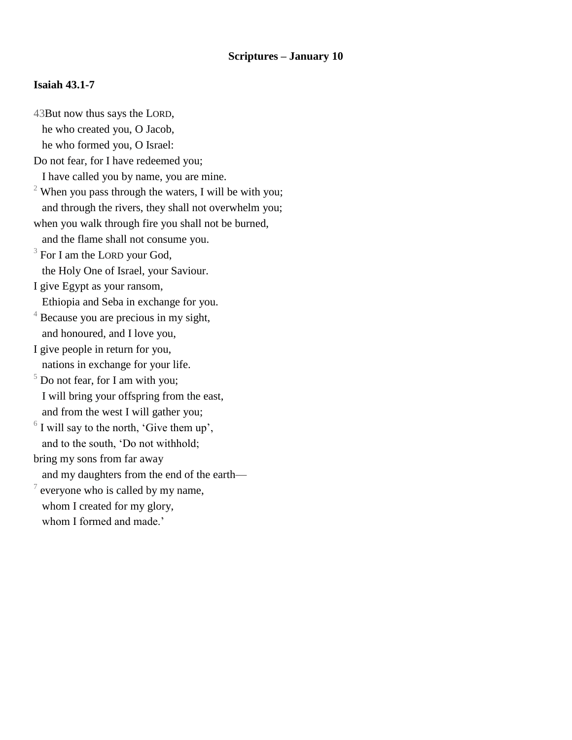**Scriptures – January 10**

**Isaiah 43.1-7**

43But now thus says the LORD,  
he who created you, O Jacob,  
he who formed you, O Israel:  
Do not fear, for I have redeemed you;  
I have called you by name, you are mine.  
2 When you pass through the waters, I will be with you;  
and through the rivers, they shall not overwhelm you;  
when you walk through fire you shall not be burned,  
and the flame shall not consume you.  
3 For I am the LORD your God,  
the Holy One of Israel, your Saviour.  
I give Egypt as your ransom,  
Ethiopia and Seba in exchange for you.  
4 Because you are precious in my sight,  
and honoured, and I love you,  
I give people in return for you,  
nations in exchange for your life.  
5 Do not fear, for I am with you;  
I will bring your offspring from the east,  
and from the west I will gather you;  
6 I will say to the north, 'Give them up',  
and to the south, 'Do not withhold;  
bring my sons from far away  
and my daughters from the end of the earth—  
7 everyone who is called by my name,  
whom I created for my glory,  
whom I formed and made.'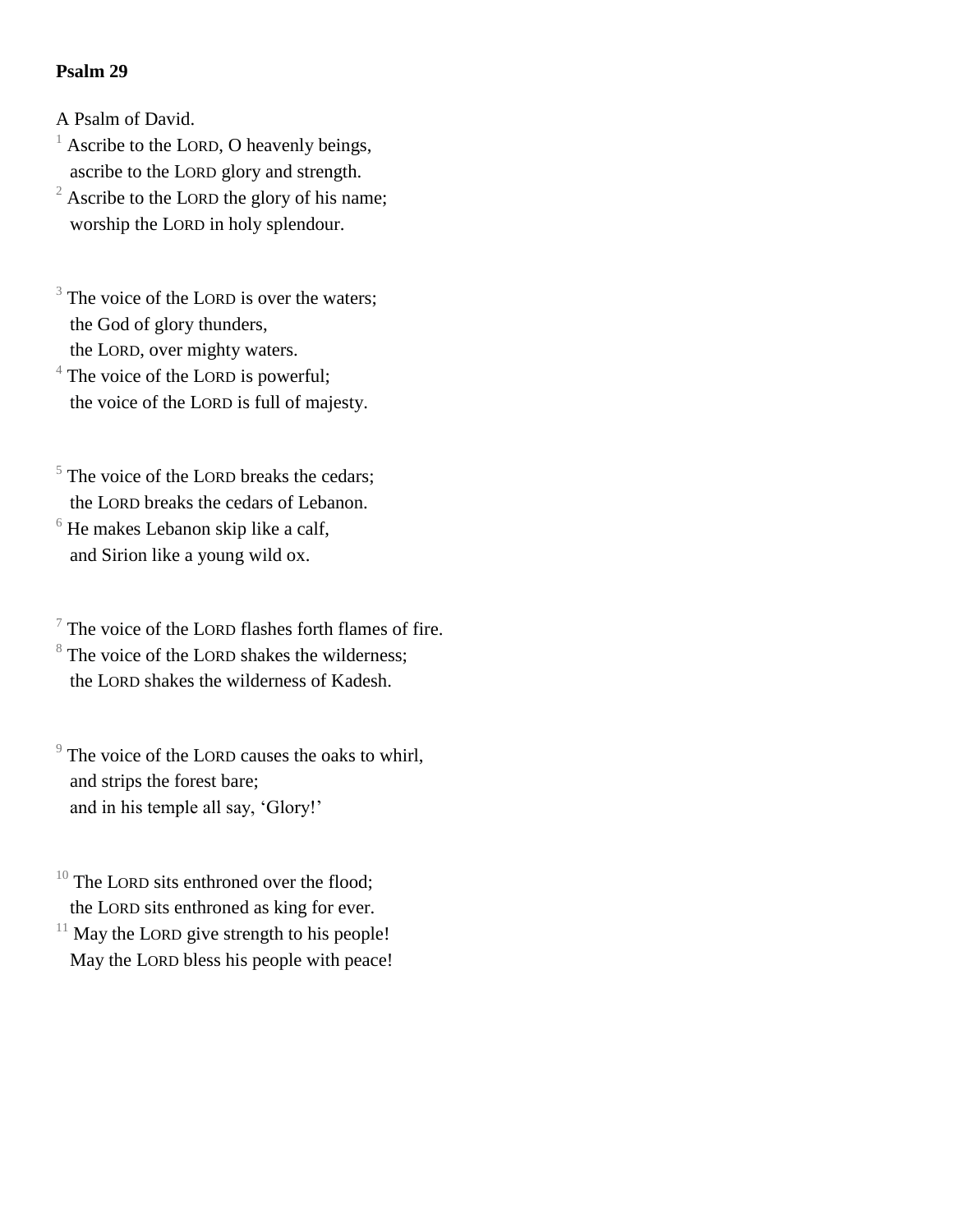**Psalm 29**

A Psalm of David.

[1] Ascribe to the LORD, O heavenly beings,
ascribe to the LORD glory and strength.
[2] Ascribe to the LORD the glory of his name;
worship the LORD in holy splendour.

[3] The voice of the LORD is over the waters;
the God of glory thunders,
the LORD, over mighty waters.
[4] The voice of the LORD is powerful;
the voice of the LORD is full of majesty.

[5] The voice of the LORD breaks the cedars;
the LORD breaks the cedars of Lebanon.
[6] He makes Lebanon skip like a calf,
and Sirion like a young wild ox.

[7] The voice of the LORD flashes forth flames of fire.
[8] The voice of the LORD shakes the wilderness;
the LORD shakes the wilderness of Kadesh.

[9] The voice of the LORD causes the oaks to whirl,
and strips the forest bare;
and in his temple all say, 'Glory!'

[10] The LORD sits enthroned over the flood;
the LORD sits enthroned as king for ever.
[11] May the LORD give strength to his people!
May the LORD bless his people with peace!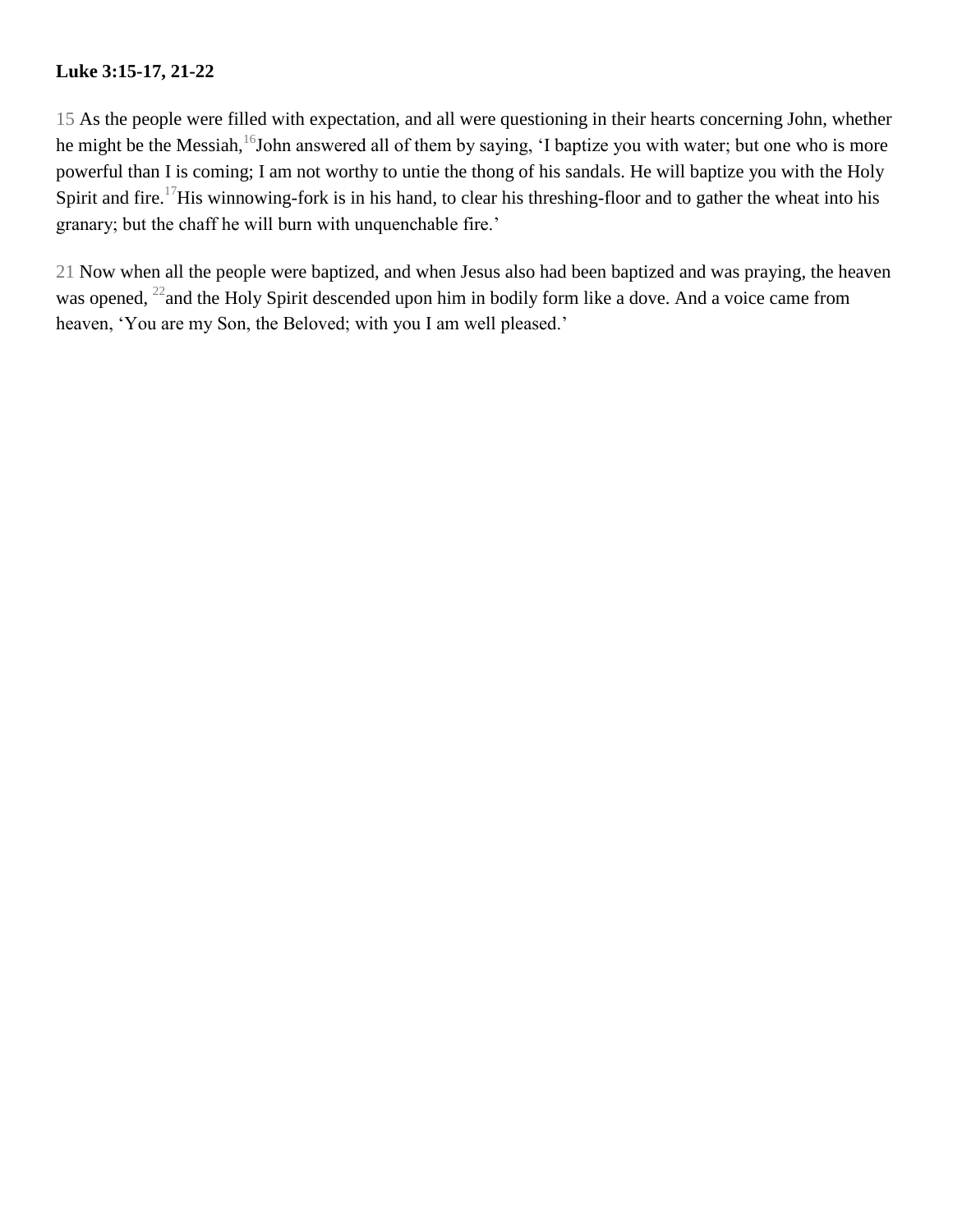**Luke 3:15-17, 21-22**

15 As the people were filled with expectation, and all were questioning in their hearts concerning John, whether he might be the Messiah, 16 John answered all of them by saying, 'I baptize you with water; but one who is more powerful than I is coming; I am not worthy to untie the thong of his sandals. He will baptize you with the Holy Spirit and fire. 17 His winnowing-fork is in his hand, to clear his threshing-floor and to gather the wheat into his granary; but the chaff he will burn with unquenchable fire.'

21 Now when all the people were baptized, and when Jesus also had been baptized and was praying, the heaven was opened, 22 and the Holy Spirit descended upon him in bodily form like a dove. And a voice came from heaven, 'You are my Son, the Beloved; with you I am well pleased.'